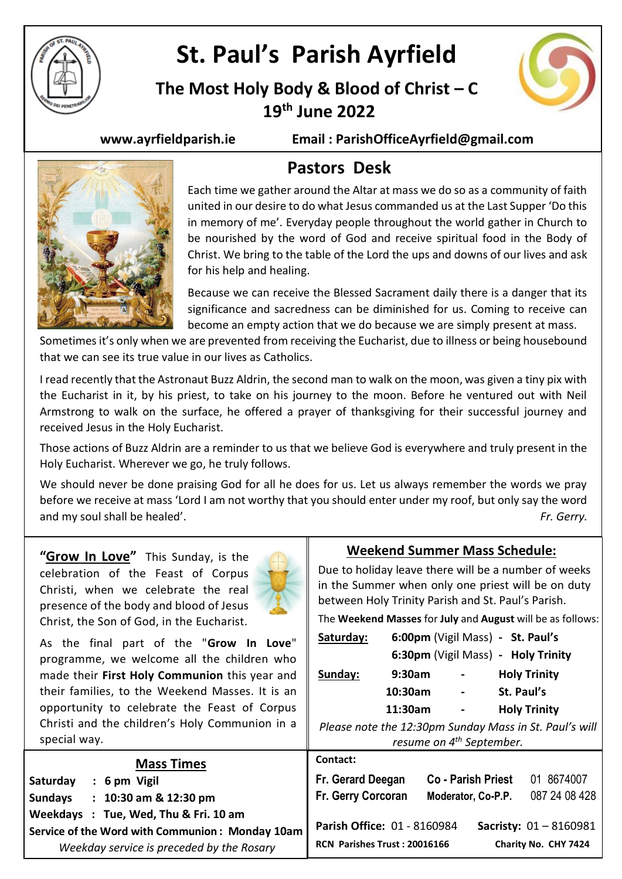# St. Paul's Parish Ayrfield

## The Most Holy Body & Blood of Christ – C

## 19th June 2022

www.ayrfieldparish.ie Email : ParishOfficeAyrfield@gmail.com

## Pastors Desk

Each time we gather around the Altar at mass we do so as a community of faith united in our desire to do what Jesus commanded us at the Last Supper 'Do this in memory of me'. Everyday people throughout the world gather in Church to be nourished by the word of God and receive spiritual food in the Body of Christ. We bring to the table of the Lord the ups and downs of our lives and ask for his help and healing.

Because we can receive the Blessed Sacrament daily there is a danger that its significance and sacredness can be diminished for us. Coming to receive can become an empty action that we do because we are simply present at mass. Sometimes it's only when we are prevented from receiving the Eucharist, due to illness or being housebound that we can see its true value in our lives as Catholics.

I read recently that the Astronaut Buzz Aldrin, the second man to walk on the moon, was given a tiny pix with the Eucharist in it, by his priest, to take on his journey to the moon. Before he ventured out with Neil Armstrong to walk on the surface, he offered a prayer of thanksgiving for their successful journey and received Jesus in the Holy Eucharist.

Those actions of Buzz Aldrin are a reminder to us that we believe God is everywhere and truly present in the Holy Eucharist. Wherever we go, he truly follows.

We should never be done praising God for all he does for us. Let us always remember the words we pray before we receive at mass 'Lord I am not worthy that you should enter under my roof, but only say the word and my soul shall be healed'.

*Fr. Gerry.*

**"Grow In Love"** This Sunday, is the celebration of the Feast of Corpus Christi, when we celebrate the real presence of the body and blood of Jesus Christ, the Son of God, in the Eucharist.

As the final part of the "**Grow In Love**" programme, we welcome all the children who made their **First Holy Communion** this year and their families, to the Weekend Masses. It is an opportunity to celebrate the Feast of Corpus Christi and the children's Holy Communion in a special way.

## Weekend Summer Mass Schedule:

Due to holiday leave there will be a number of weeks in the Summer when only one priest will be on duty between Holy Trinity Parish and St. Paul's Parish.

The **Weekend Masses** for **July** and **August** will be as follows:

| | | | |
|---|---|---|---|
| **Saturday:** | **6:00pm** (Vigil Mass) | - | **St. Paul's** |
| | **6:30pm** (Vigil Mass) | - | **Holy Trinity** |
| **Sunday:** | **9:30am** | - | **Holy Trinity** |
| | **10:30am** | - | **St. Paul's** |
| | **11:30am** | - | **Holy Trinity** |

*Please note the 12:30pm Sunday Mass in St. Paul's will resume on 4th September.*

## Mass Times

**Saturday : 6 pm Vigil**
**Sundays : 10:30 am & 12:30 pm**
**Weekdays : Tue, Wed, Thu & Fri. 10 am**
**Service of the Word with Communion : Monday 10am**
*Weekday service is preceded by the Rosary*

**Contact:**

| | | |
|---|---|---|
| **Fr. Gerard Deegan** | **Co - Parish Priest** | 01 8674007 |
| **Fr. Gerry Corcoran** | **Moderator, Co-P.P.** | 087 24 08 428 |

**Parish Office:** 01 - 8160984 **Sacristy:** 01 – 8160981

**RCN Parishes Trust : 20016166** **Charity No. CHY 7424**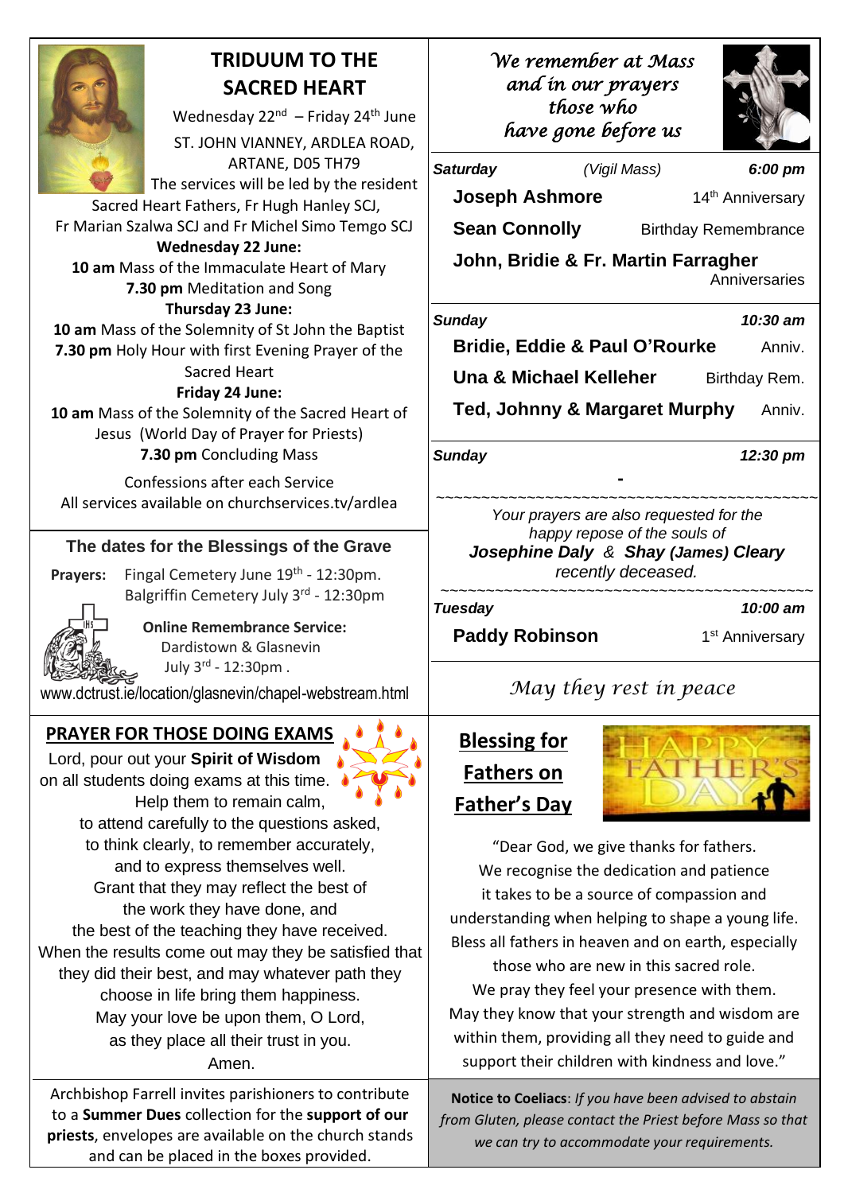## TRIDUUM TO THE SACRED HEART

Wednesday 22nd – Friday 24th June

ST. JOHN VIANNEY, ARDLEA ROAD, ARTANE, D05 TH79

The services will be led by the resident Sacred Heart Fathers, Fr Hugh Hanley SCJ, Fr Marian Szalwa SCJ and Fr Michel Simo Tempo SCJ

**Wednesday 22 June:**

**10 am** Mass of the Immaculate Heart of Mary

**7.30 pm** Meditation and Song

**Thursday 23 June:**

**10 am** Mass of the Solemnity of St John the Baptist

**7.30 pm** Holy Hour with first Evening Prayer of the Sacred Heart

**Friday 24 June:**

**10 am** Mass of the Solemnity of the Sacred Heart of Jesus (World Day of Prayer for Priests)

**7.30 pm** Concluding Mass

Confessions after each Service

All services available on churchservices.tv/ardlea

### The dates for the Blessings of the Grave

**Prayers:** Fingal Cemetery June 19th - 12:30pm.
Balgriffin Cemetery July 3rd - 12:30pm

**Online Remembrance Service:**
Dardistown & Glasnevin
July 3rd - 12:30pm .

www.dctrust.ie/location/glasnevin/chapel-webstream.html

## PRAYER FOR THOSE DOING EXAMS

Lord, pour out your **Spirit of Wisdom** on all students doing exams at this time.
Help them to remain calm,
to attend carefully to the questions asked,
to think clearly, to remember accurately,
and to express themselves well.
Grant that they may reflect the best of
the work they have done, and
the best of the teaching they have received.
When the results come out may they be satisfied that they did their best, and may whatever path they choose in life bring them happiness.
May your love be upon them, O Lord,
as they place all their trust in you.
Amen.

Archbishop Farrell invites parishioners to contribute to a **Summer Dues** collection for the **support of our priests**, envelopes are available on the church stands and can be placed in the boxes provided.

*We remember at Mass and in our prayers those who have gone before us*

***Saturday*** *(Vigil Mass)* ***6:00 pm***

| | |
|---|---|
| **Joseph Ashmore** | 14th Anniversary |
| **Sean Connolly** | Birthday Remembrance |
| **John, Bridie & Fr. Martin Farragher** | Anniversaries |

***Sunday*** ***10:30 am***

| | |
|---|---|
| **Bridie, Eddie & Paul O'Rourke** | Anniv. |
| **Una & Michael Kelleher** | Birthday Rem. |
| **Ted, Johnny & Margaret Murphy** | Anniv. |

***Sunday*** ***12:30 pm***

-

*Your prayers are also requested for the happy repose of the souls of* ***Josephine Daly*** *&* ***Shay (James) Cleary*** *recently deceased.*

***Tuesday*** ***10:00 am***

| | |
|---|---|
| **Paddy Robinson** | 1st Anniversary |

*May they rest in peace*

## Blessing for Fathers on Father's Day

"Dear God, we give thanks for fathers.
We recognise the dedication and patience
it takes to be a source of compassion and
understanding when helping to shape a young life.
Bless all fathers in heaven and on earth, especially
those who are new in this sacred role.
We pray they feel your presence with them.
May they know that your strength and wisdom are
within them, providing all they need to guide and
support their children with kindness and love."

**Notice to Coeliacs**: *If you have been advised to abstain from Gluten, please contact the Priest before Mass so that we can try to accommodate your requirements.*